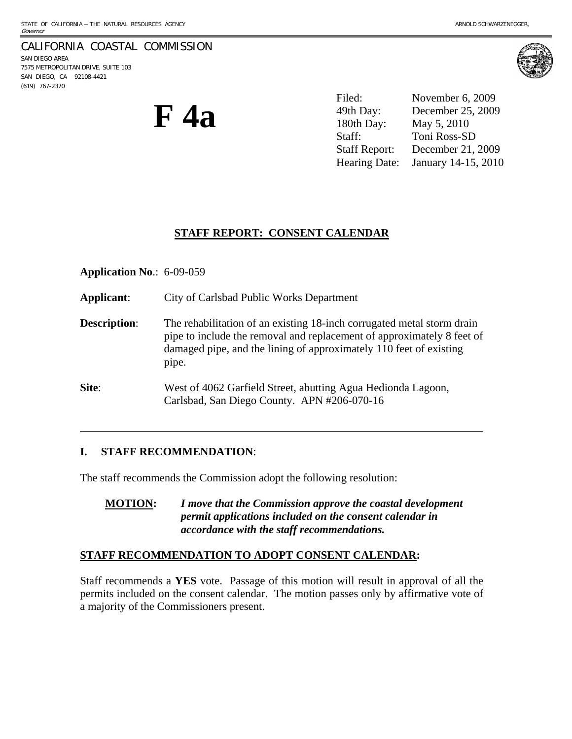STATE OF CALIFORNIA -- THE NATURAL RESOURCES AGENCY ARNOLD SCHWARZENEGGER, *Governor*

CALIFORNIA COASTAL COMMISSION
SAN DIEGO AREA
7575 METROPOLITAN DRIVE, SUITE 103
SAN DIEGO, CA 92108-4421
(619) 767-2370

# F 4a

| | |
|---|---|
| Filed: | November 6, 2009 |
| 49th Day: | December 25, 2009 |
| 180th Day: | May 5, 2010 |
| Staff: | Toni Ross-SD |
| Staff Report: | December 21, 2009 |
| Hearing Date: | January 14-15, 2010 |

## STAFF REPORT: CONSENT CALENDAR

**Application No**.: 6-09-059

**Applicant**: City of Carlsbad Public Works Department

**Description**: The rehabilitation of an existing 18-inch corrugated metal storm drain pipe to include the removal and replacement of approximately 8 feet of damaged pipe, and the lining of approximately 110 feet of existing pipe.

**Site**: West of 4062 Garfield Street, abutting Agua Hedionda Lagoon, Carlsbad, San Diego County. APN #206-070-16

---

### I. STAFF RECOMMENDATION:

The staff recommends the Commission adopt the following resolution:

**MOTION:** ***I move that the Commission approve the coastal development permit applications included on the consent calendar in accordance with the staff recommendations.***

**STAFF RECOMMENDATION TO ADOPT CONSENT CALENDAR:**

Staff recommends a **YES** vote. Passage of this motion will result in approval of all the permits included on the consent calendar. The motion passes only by affirmative vote of a majority of the Commissioners present.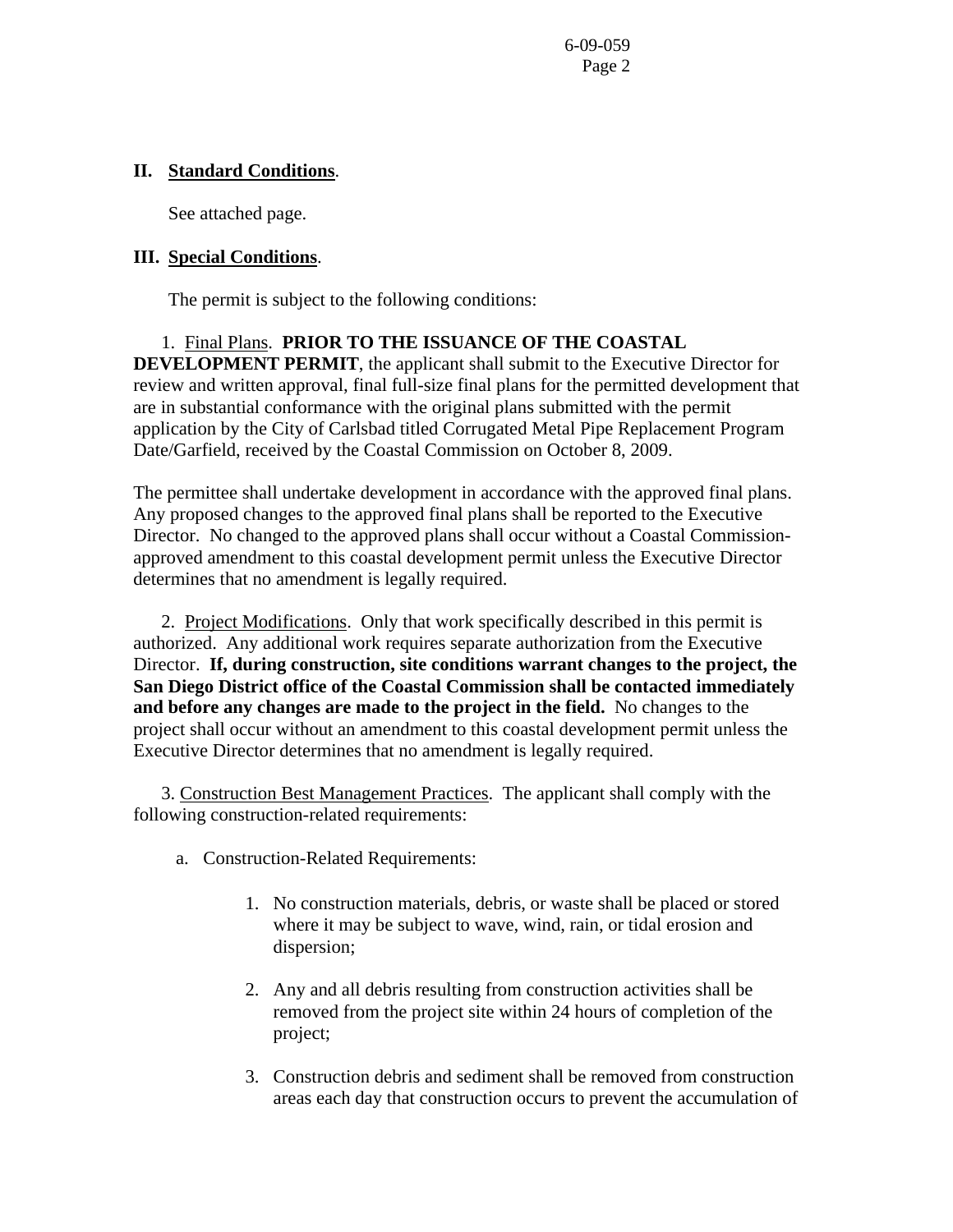## II. <u>Standard Conditions</u>.

See attached page.

## III. <u>Special Conditions</u>.

The permit is subject to the following conditions:

1. <u>Final Plans</u>. **PRIOR TO THE ISSUANCE OF THE COASTAL DEVELOPMENT PERMIT**, the applicant shall submit to the Executive Director for review and written approval, final full-size final plans for the permitted development that are in substantial conformance with the original plans submitted with the permit application by the City of Carlsbad titled Corrugated Metal Pipe Replacement Program Date/Garfield, received by the Coastal Commission on October 8, 2009.

The permittee shall undertake development in accordance with the approved final plans. Any proposed changes to the approved final plans shall be reported to the Executive Director. No changed to the approved plans shall occur without a Coastal Commission-approved amendment to this coastal development permit unless the Executive Director determines that no amendment is legally required.

2. <u>Project Modifications</u>. Only that work specifically described in this permit is authorized. Any additional work requires separate authorization from the Executive Director. **If, during construction, site conditions warrant changes to the project, the San Diego District office of the Coastal Commission shall be contacted immediately and before any changes are made to the project in the field.** No changes to the project shall occur without an amendment to this coastal development permit unless the Executive Director determines that no amendment is legally required.

3. <u>Construction Best Management Practices</u>. The applicant shall comply with the following construction-related requirements:

   a. Construction-Related Requirements:

      1. No construction materials, debris, or waste shall be placed or stored where it may be subject to wave, wind, rain, or tidal erosion and dispersion;

      2. Any and all debris resulting from construction activities shall be removed from the project site within 24 hours of completion of the project;

      3. Construction debris and sediment shall be removed from construction areas each day that construction occurs to prevent the accumulation of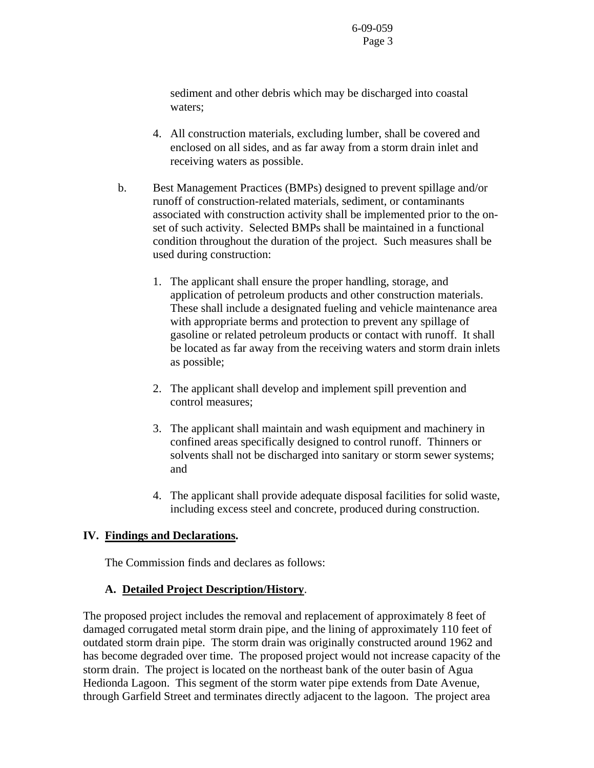sediment and other debris which may be discharged into coastal waters;

4. All construction materials, excluding lumber, shall be covered and enclosed on all sides, and as far away from a storm drain inlet and receiving waters as possible.

b. Best Management Practices (BMPs) designed to prevent spillage and/or runoff of construction-related materials, sediment, or contaminants associated with construction activity shall be implemented prior to the on-set of such activity. Selected BMPs shall be maintained in a functional condition throughout the duration of the project. Such measures shall be used during construction:

   1. The applicant shall ensure the proper handling, storage, and application of petroleum products and other construction materials. These shall include a designated fueling and vehicle maintenance area with appropriate berms and protection to prevent any spillage of gasoline or related petroleum products or contact with runoff. It shall be located as far away from the receiving waters and storm drain inlets as possible;

   2. The applicant shall develop and implement spill prevention and control measures;

   3. The applicant shall maintain and wash equipment and machinery in confined areas specifically designed to control runoff. Thinners or solvents shall not be discharged into sanitary or storm sewer systems; and

   4. The applicant shall provide adequate disposal facilities for solid waste, including excess steel and concrete, produced during construction.

## IV. Findings and Declarations.

The Commission finds and declares as follows:

### A. Detailed Project Description/History.

The proposed project includes the removal and replacement of approximately 8 feet of damaged corrugated metal storm drain pipe, and the lining of approximately 110 feet of outdated storm drain pipe. The storm drain was originally constructed around 1962 and has become degraded over time. The proposed project would not increase capacity of the storm drain. The project is located on the northeast bank of the outer basin of Agua Hedionda Lagoon. This segment of the storm water pipe extends from Date Avenue, through Garfield Street and terminates directly adjacent to the lagoon. The project area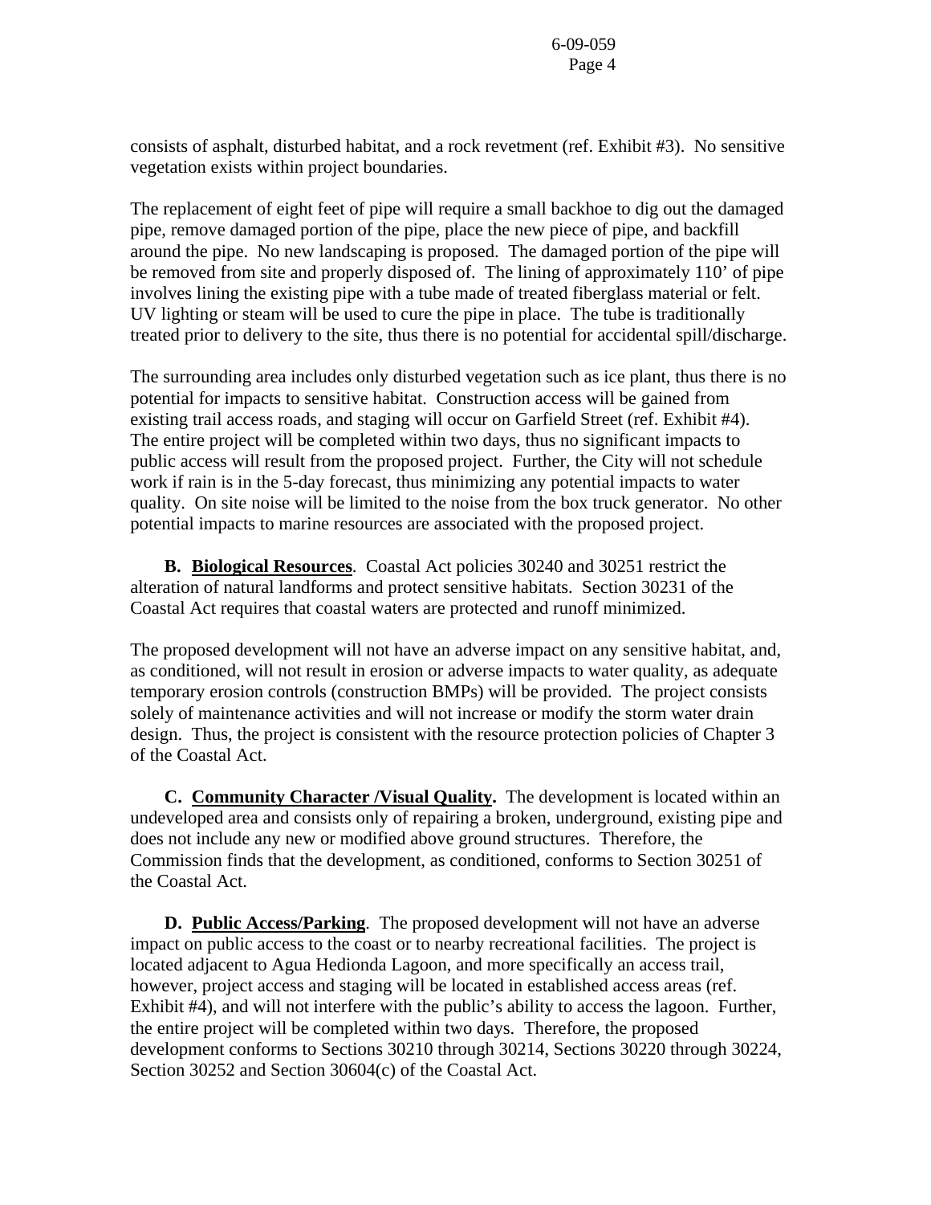consists of asphalt, disturbed habitat, and a rock revetment (ref. Exhibit #3). No sensitive vegetation exists within project boundaries.

The replacement of eight feet of pipe will require a small backhoe to dig out the damaged pipe, remove damaged portion of the pipe, place the new piece of pipe, and backfill around the pipe. No new landscaping is proposed. The damaged portion of the pipe will be removed from site and properly disposed of. The lining of approximately 110' of pipe involves lining the existing pipe with a tube made of treated fiberglass material or felt. UV lighting or steam will be used to cure the pipe in place. The tube is traditionally treated prior to delivery to the site, thus there is no potential for accidental spill/discharge.

The surrounding area includes only disturbed vegetation such as ice plant, thus there is no potential for impacts to sensitive habitat. Construction access will be gained from existing trail access roads, and staging will occur on Garfield Street (ref. Exhibit #4). The entire project will be completed within two days, thus no significant impacts to public access will result from the proposed project. Further, the City will not schedule work if rain is in the 5-day forecast, thus minimizing any potential impacts to water quality. On site noise will be limited to the noise from the box truck generator. No other potential impacts to marine resources are associated with the proposed project.

**B. Biological Resources**. Coastal Act policies 30240 and 30251 restrict the alteration of natural landforms and protect sensitive habitats. Section 30231 of the Coastal Act requires that coastal waters are protected and runoff minimized.

The proposed development will not have an adverse impact on any sensitive habitat, and, as conditioned, will not result in erosion or adverse impacts to water quality, as adequate temporary erosion controls (construction BMPs) will be provided. The project consists solely of maintenance activities and will not increase or modify the storm water drain design. Thus, the project is consistent with the resource protection policies of Chapter 3 of the Coastal Act.

**C. Community Character /Visual Quality.** The development is located within an undeveloped area and consists only of repairing a broken, underground, existing pipe and does not include any new or modified above ground structures. Therefore, the Commission finds that the development, as conditioned, conforms to Section 30251 of the Coastal Act.

**D. Public Access/Parking**. The proposed development will not have an adverse impact on public access to the coast or to nearby recreational facilities. The project is located adjacent to Agua Hedionda Lagoon, and more specifically an access trail, however, project access and staging will be located in established access areas (ref. Exhibit #4), and will not interfere with the public's ability to access the lagoon. Further, the entire project will be completed within two days. Therefore, the proposed development conforms to Sections 30210 through 30214, Sections 30220 through 30224, Section 30252 and Section 30604(c) of the Coastal Act.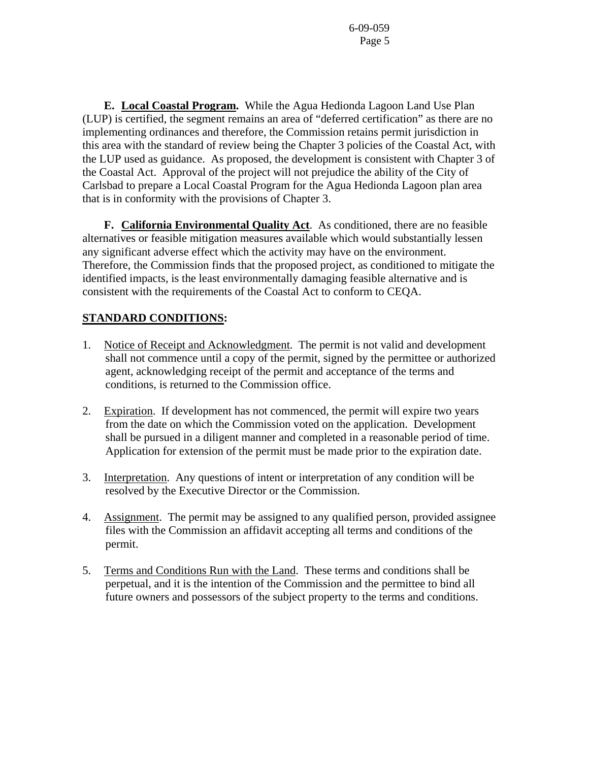**E. Local Coastal Program.** While the Agua Hedionda Lagoon Land Use Plan (LUP) is certified, the segment remains an area of "deferred certification" as there are no implementing ordinances and therefore, the Commission retains permit jurisdiction in this area with the standard of review being the Chapter 3 policies of the Coastal Act, with the LUP used as guidance. As proposed, the development is consistent with Chapter 3 of the Coastal Act. Approval of the project will not prejudice the ability of the City of Carlsbad to prepare a Local Coastal Program for the Agua Hedionda Lagoon plan area that is in conformity with the provisions of Chapter 3.

**F. California Environmental Quality Act**. As conditioned, there are no feasible alternatives or feasible mitigation measures available which would substantially lessen any significant adverse effect which the activity may have on the environment. Therefore, the Commission finds that the proposed project, as conditioned to mitigate the identified impacts, is the least environmentally damaging feasible alternative and is consistent with the requirements of the Coastal Act to conform to CEQA.

**STANDARD CONDITIONS:**

1. Notice of Receipt and Acknowledgment. The permit is not valid and development shall not commence until a copy of the permit, signed by the permittee or authorized agent, acknowledging receipt of the permit and acceptance of the terms and conditions, is returned to the Commission office.

2. Expiration. If development has not commenced, the permit will expire two years from the date on which the Commission voted on the application. Development shall be pursued in a diligent manner and completed in a reasonable period of time. Application for extension of the permit must be made prior to the expiration date.

3. Interpretation. Any questions of intent or interpretation of any condition will be resolved by the Executive Director or the Commission.

4. Assignment. The permit may be assigned to any qualified person, provided assignee files with the Commission an affidavit accepting all terms and conditions of the permit.

5. Terms and Conditions Run with the Land. These terms and conditions shall be perpetual, and it is the intention of the Commission and the permittee to bind all future owners and possessors of the subject property to the terms and conditions.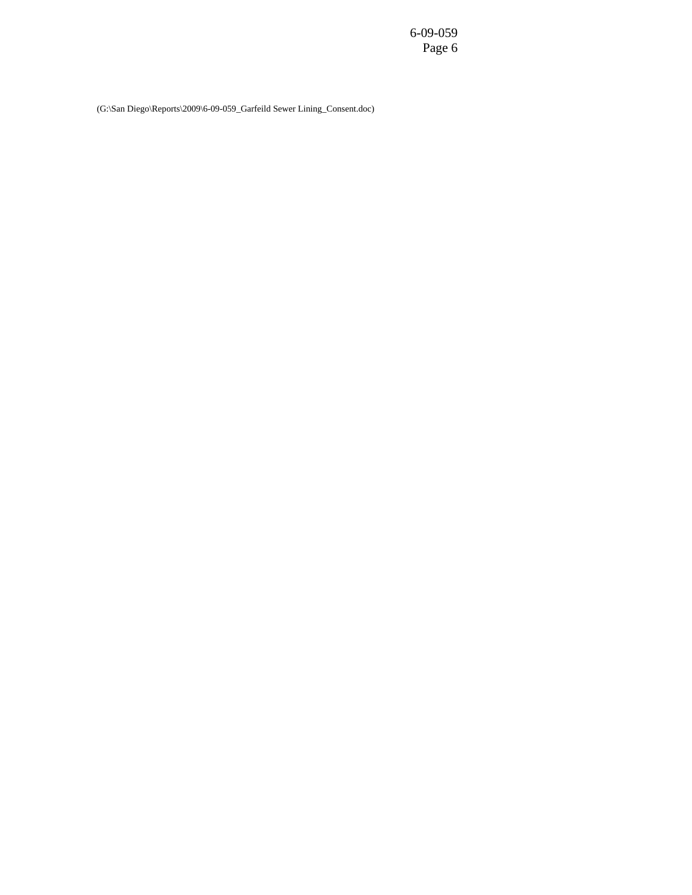(G:\San Diego\Reports\2009\6-09-059_Garfeild Sewer Lining_Consent.doc)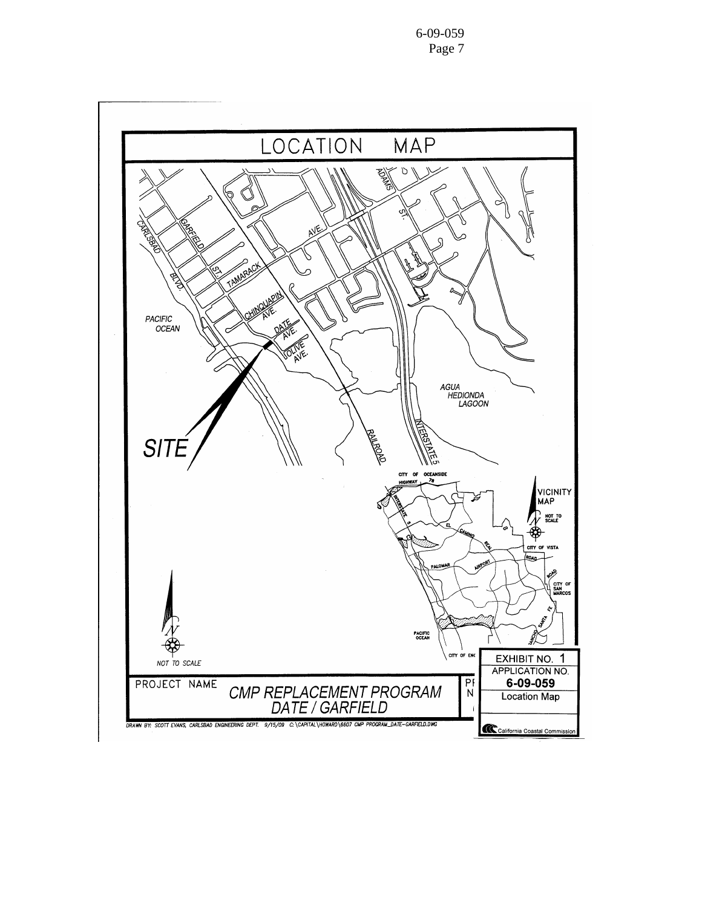# LOCATION MAP

ADAMS ST.

CARLSBAD BLVD.

GARFIELD ST.

AVE.

TAMARACK

CHINQUAPIN AVE.

DATE AVE.

OLIVE AVE.

PACIFIC OCEAN

AGUA HEDIONDA LAGOON

RAILROAD

INTERSTATE 5

SITE

CITY OF OCEANSIDE

HIGHWAY 78

INTERSTATE 5

EL CAMINO REAL

PALOMAR AIRPORT ROAD

CITY OF VISTA

CITY OF SAN MARCOS

RANCHO SANTA FE

PACIFIC OCEAN

CITY OF ENC

VICINITY MAP

NOT TO SCALE

NOT TO SCALE

PROJECT NAME: CMP REPLACEMENT PROGRAM DATE / GARFIELD

DRAWN BY: SCOTT EVANS, CARLSBAD ENGINEERING DEPT. 9/15/09 C:\CAPITAL\HOWARD\6607 CMP PROGRAM_DATE-GARFIELD.DWG

EXHIBIT NO. 1

APPLICATION NO.

**6-09-059**

Location Map

California Coastal Commission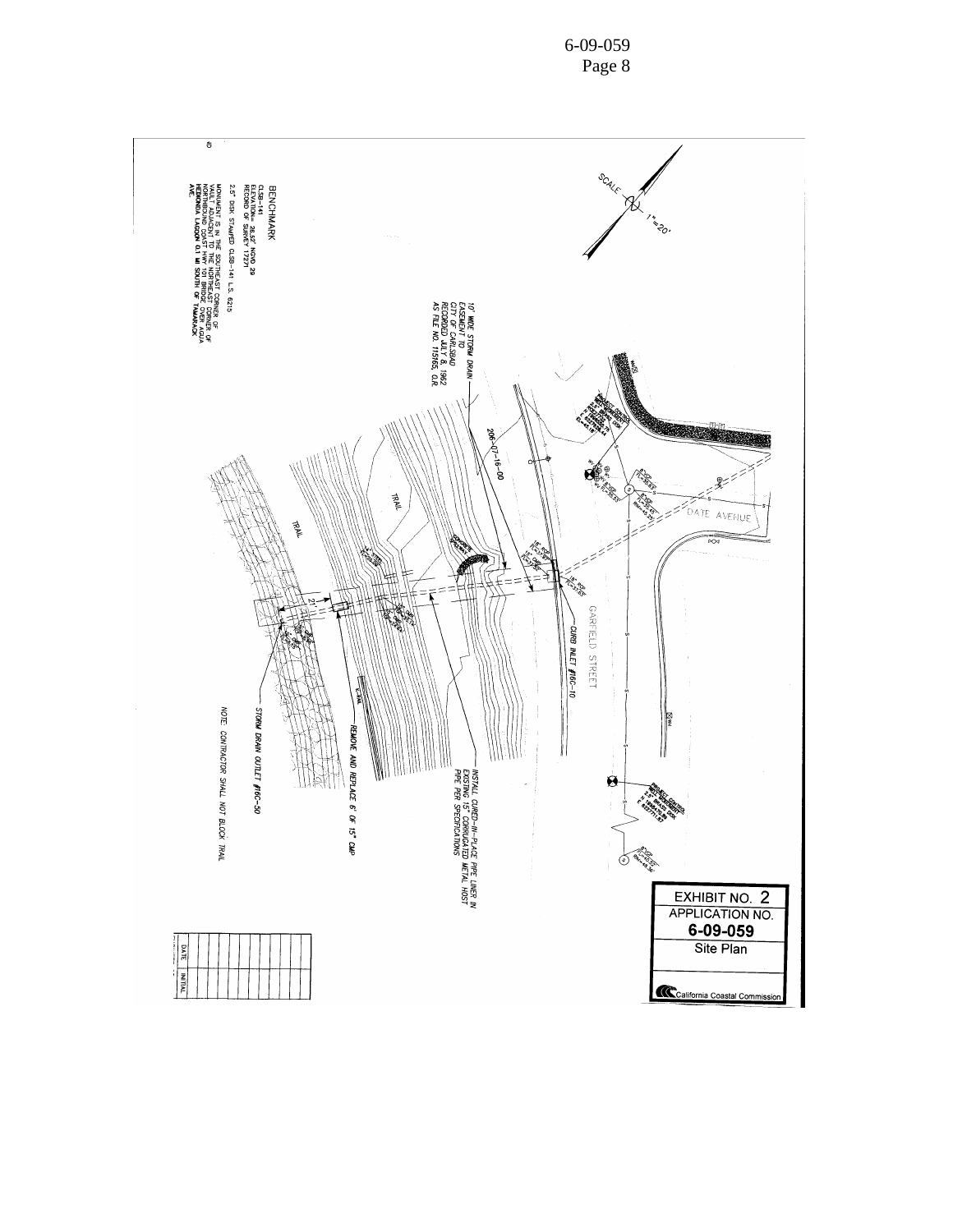SCALE 1" = 20'

BENCHMARK
CLSB-141
ELEVATION= 26.57' NGVD 29
RECORD OF SURVEY 17271

2.5" DISK STAMPED CLSB-141 L.S. 6215

MONUMENT IS IN THE SOUTHEAST CORNER OF VAULT ADJACENT TO THE NORTHEAST CORNER OF NORTHBOUND COAST HWY 101 BRIDGE OVER AGUA HEDIONDA LAGOON 0.1 MI SOUTH OF TAMARACK AVE.

10' WIDE STORM DRAIN EASEMENT TO CITY OF CARLSBAD RECORDED JULY 8, 1962 AS FILE NO. 115165, O.R.

206-07-16-00

DATE AVENUE

GARFIELD STREET

TRAIL

CURB INLET #16C-10

INSTALL CURED-IN-PLACE PIPE LINER IN EXISTING 15" CORRUGATED METAL HOST PIPE PER SPECIFICATIONS

REMOVE AND REPLACE 6' OF 15" CMP

STORM DRAIN OUTLET #16C-50

NOTE: CONTRACTOR SHALL NOT BLOCK TRAIL

| DATE | INITIAL |
|---|---|
| | |

EXHIBIT NO. 2
APPLICATION NO.
**6-09-059**
Site Plan

California Coastal Commission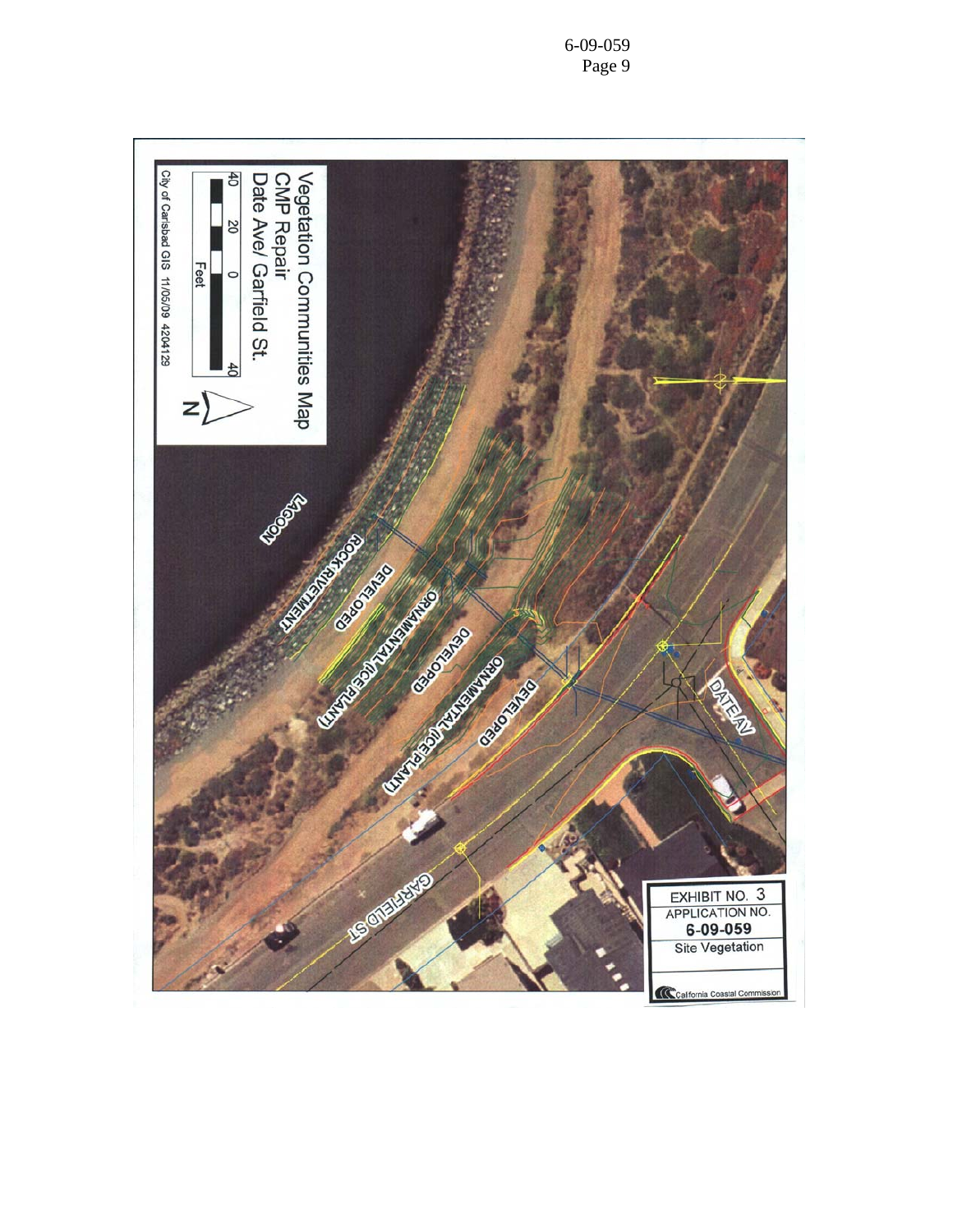Vegetation Communities Map
CMP Repair
Date Ave/ Garfield St.

40 20 0 40
Feet

N

City of Carlsbad GIS 11/05/09 4204129

LAGOON

ROCK RIVETMENT

DEVELOPED

ORNAMENTAL (ICE PLANT)

DEVELOPED

ORNAMENTAL (ICE PLANT)

DEVELOPED

DATE AV

GARFIELD ST

EXHIBIT NO. 3
APPLICATION NO.
6-09-059
Site Vegetation

California Coastal Commission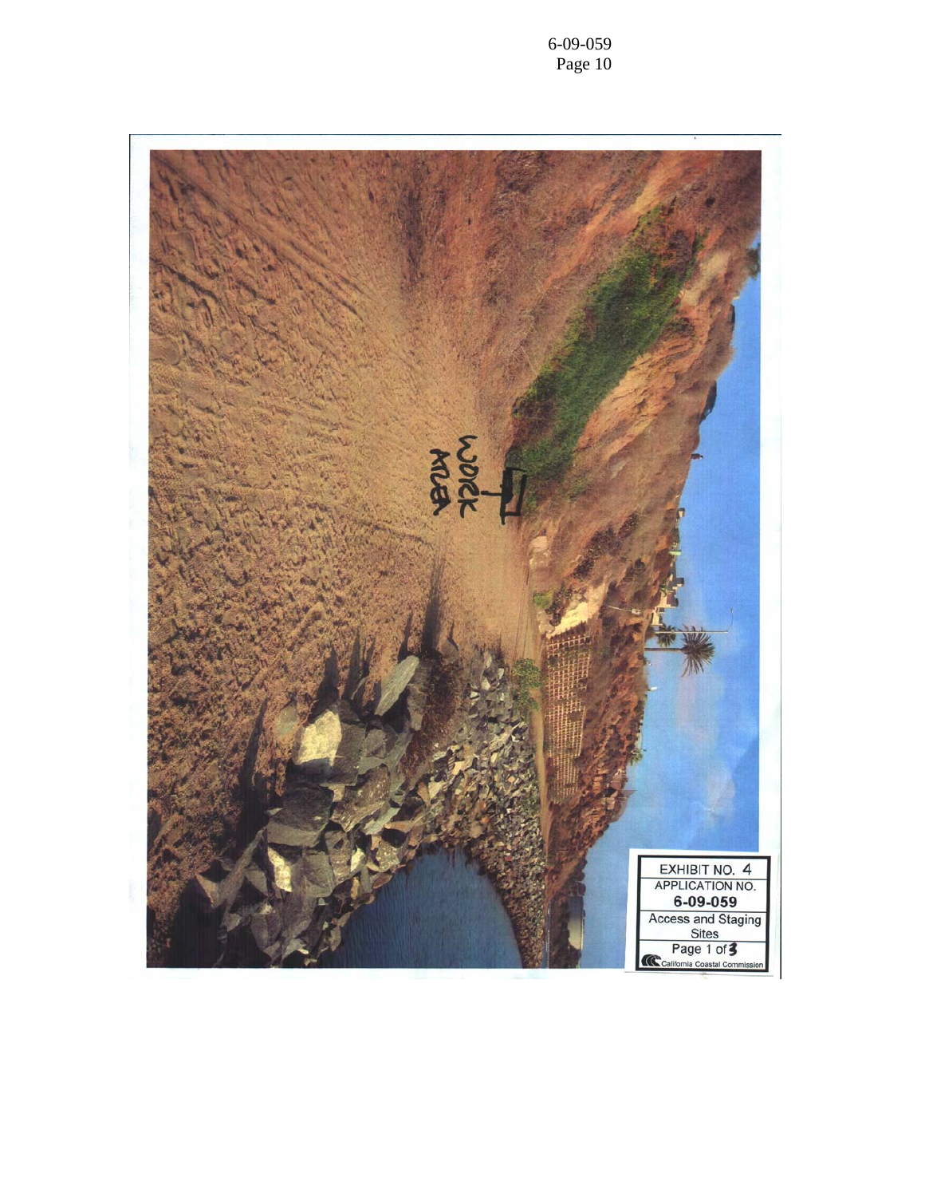EXHIBIT NO. 4
APPLICATION NO.
6-09-059
Access and Staging Sites
Page 1 of 3
California Coastal Commission